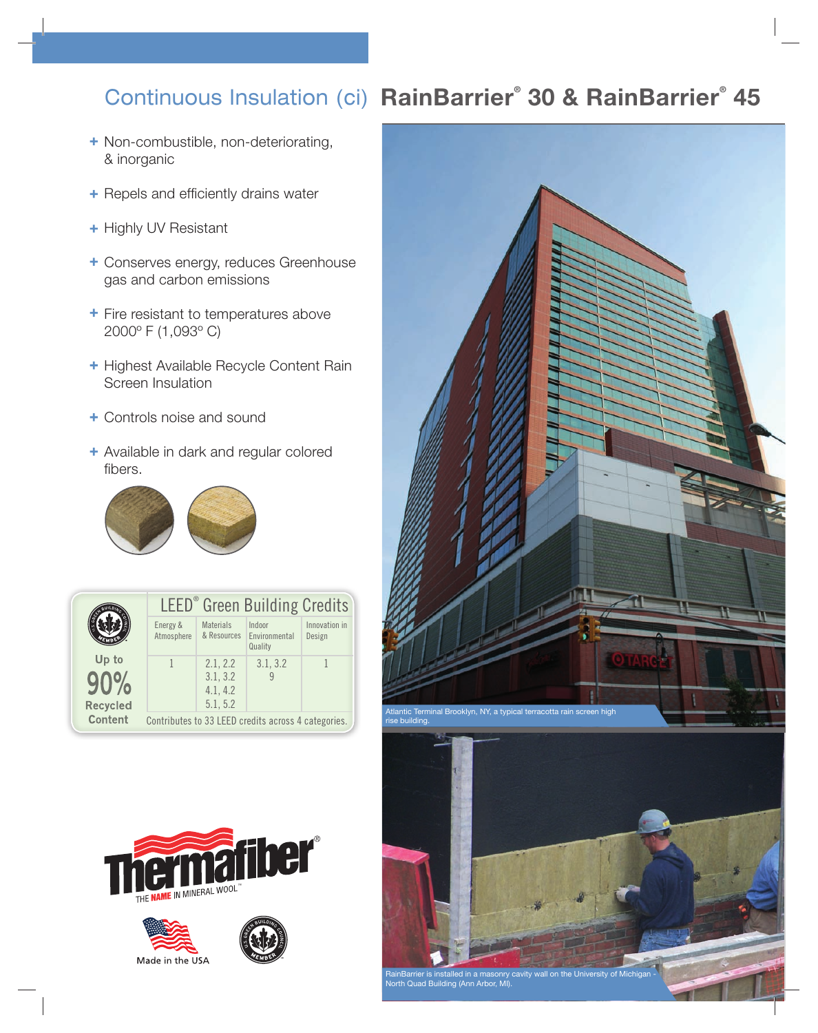# Continuous Insulation (ci) RainBarrier® 30 & RainBarrier® 45

- Non-combustible, non-deteriorating, & inorganic
- Repels and efficiently drains water
- Highly UV Resistant
- Conserves energy, reduces Greenhouse gas and carbon emissions
- Fire resistant to temperatures above 2000° F (1,093° C)
- Highest Available Recycle Content Rain Screen Insulation
- Controls noise and sound
- Available in dark and regular colored fibers.

## LEED® Green Building Credits

Up to **90%** Recycled Content

| Energy & Atmosphere | Materials & Resources | Indoor Environmental Quality | Innovation in Design |
|---|---|---|---|
| 1 | 2.1, 2.2<br>3.1, 3.2<br>4.1, 4.2<br>5.1, 5.2 | 3.1, 3.2<br>9 | 1 |

Contributes to 33 LEED credits across 4 categories.

Thermafiber® THE NAME IN MINERAL WOOL™

Made in the USA

Atlantic Terminal Brooklyn, NY, a typical terracotta rain screen high rise building.

RainBarrier is installed in a masonry cavity wall on the University of Michigan - North Quad Building (Ann Arbor, MI).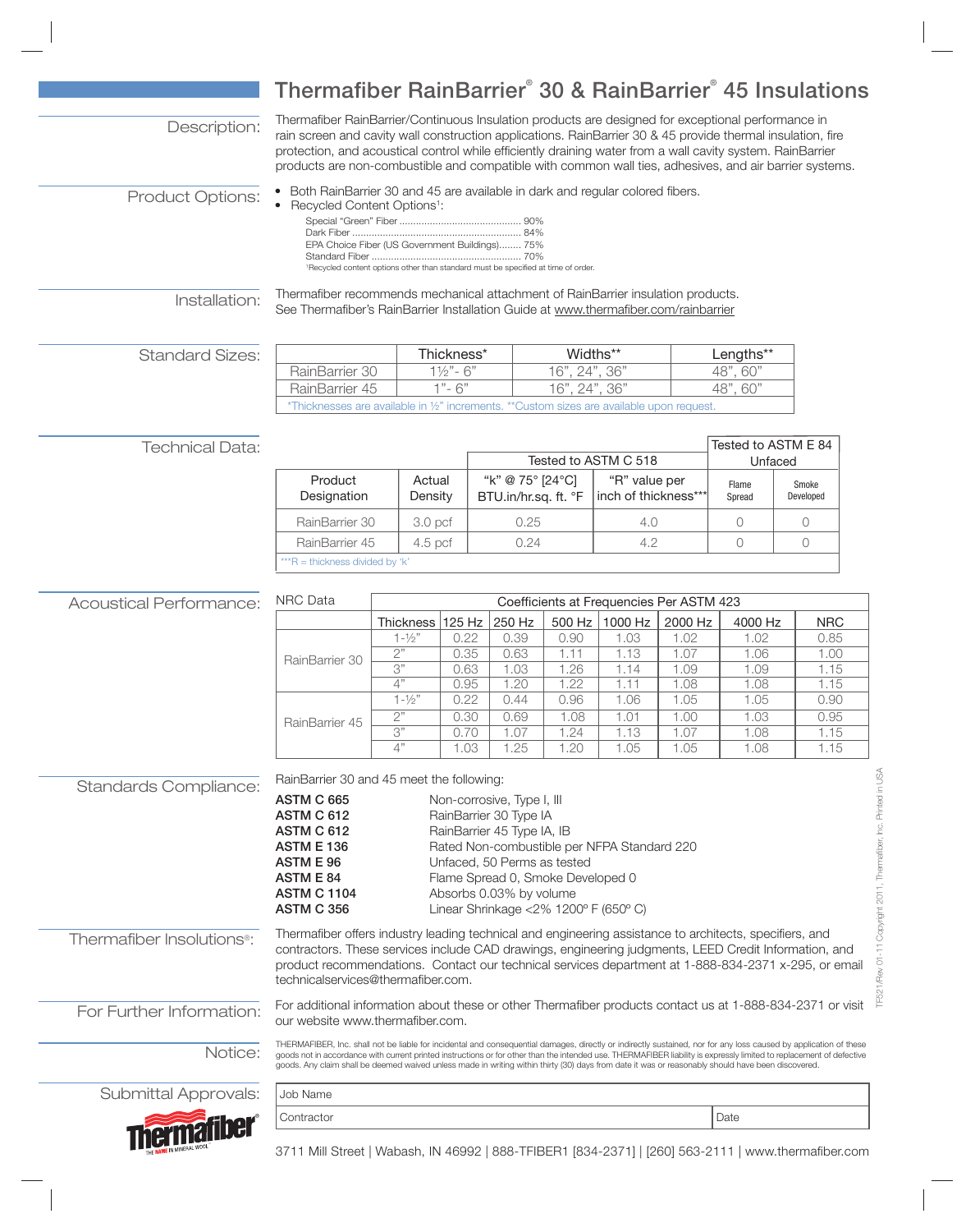# Thermafiber RainBarrier® 30 & RainBarrier® 45 Insulations

## Description:

Thermafiber RainBarrier/Continuous Insulation products are designed for exceptional performance in rain screen and cavity wall construction applications. RainBarrier 30 & 45 provide thermal insulation, fire protection, and acoustical control while efficiently draining water from a wall cavity system. RainBarrier products are non-combustible and compatible with common wall ties, adhesives, and air barrier systems.

## Product Options:

- Both RainBarrier 30 and 45 are available in dark and regular colored fibers.
- Recycled Content Options[1]:

Special "Green" Fiber ........................................... 90%
Dark Fiber ............................................................ 84%
EPA Choice Fiber (US Government Buildings)........ 75%
Standard Fiber ...................................................... 70%

[1]Recycled content options other than standard must be specified at time of order.

## Installation:

Thermafiber recommends mechanical attachment of RainBarrier insulation products.
See Thermafiber's RainBarrier Installation Guide at www.thermafiber.com/rainbarrier

## Standard Sizes:

| | Thickness* | Widths** | Lengths** |
|---|---|---|---|
| RainBarrier 30 | 1½"- 6" | 16", 24", 36" | 48", 60" |
| RainBarrier 45 | 1"- 6" | 16", 24", 36" | 48", 60" |

*Thicknesses are available in ½" increments. **Custom sizes are available upon request.

## Technical Data:

| | | Tested to ASTM C 518 | | Tested to ASTM E 84 Unfaced | |
|---|---|---|---|---|---|
| Product Designation | Actual Density | "k" @ 75° [24°C] BTU.in/hr.sq. ft. °F | "R" value per inch of thickness*** | Flame Spread | Smoke Developed |
| RainBarrier 30 | 3.0 pcf | 0.25 | 4.0 | 0 | 0 |
| RainBarrier 45 | 4.5 pcf | 0.24 | 4.2 | 0 | 0 |

***R = thickness divided by 'k'

## Acoustical Performance:

| NRC Data | Coefficients at Frequencies Per ASTM 423 | | | | | | | |
|---|---|---|---|---|---|---|---|---|
| | Thickness | 125 Hz | 250 Hz | 500 Hz | 1000 Hz | 2000 Hz | 4000 Hz | NRC |
| RainBarrier 30 | 1-½" | 0.22 | 0.39 | 0.90 | 1.03 | 1.02 | 1.02 | 0.85 |
| | 2" | 0.35 | 0.63 | 1.11 | 1.13 | 1.07 | 1.06 | 1.00 |
| | 3" | 0.63 | 1.03 | 1.26 | 1.14 | 1.09 | 1.09 | 1.15 |
| | 4" | 0.95 | 1.20 | 1.22 | 1.11 | 1.08 | 1.08 | 1.15 |
| RainBarrier 45 | 1-½" | 0.22 | 0.44 | 0.96 | 1.06 | 1.05 | 1.05 | 0.90 |
| | 2" | 0.30 | 0.69 | 1.08 | 1.01 | 1.00 | 1.03 | 0.95 |
| | 3" | 0.70 | 1.07 | 1.24 | 1.13 | 1.07 | 1.08 | 1.15 |
| | 4" | 1.03 | 1.25 | 1.20 | 1.05 | 1.05 | 1.08 | 1.15 |

## Standards Compliance:

RainBarrier 30 and 45 meet the following:

| | |
|---|---|
| **ASTM C 665** | Non-corrosive, Type I, III |
| **ASTM C 612** | RainBarrier 30 Type IA |
| **ASTM C 612** | RainBarrier 45 Type IA, IB |
| **ASTM E 136** | Rated Non-combustible per NFPA Standard 220 |
| **ASTM E 96** | Unfaced, 50 Perms as tested |
| **ASTM E 84** | Flame Spread 0, Smoke Developed 0 |
| **ASTM C 1104** | Absorbs 0.03% by volume |
| **ASTM C 356** | Linear Shrinkage <2% 1200º F (650º C) |

## Thermafiber Insolutions®:

Thermafiber offers industry leading technical and engineering assistance to architects, specifiers, and contractors. These services include CAD drawings, engineering judgments, LEED Credit Information, and product recommendations. Contact our technical services department at 1-888-834-2371 x-295, or email technicalservices@thermafiber.com.

## For Further Information:

For additional information about these or other Thermafiber products contact us at 1-888-834-2371 or visit our website www.thermafiber.com.

## Notice:

THERMAFIBER, Inc. shall not be liable for incidental and consequential damages, directly or indirectly sustained, nor for any loss caused by application of these goods not in accordance with current printed instructions or for other than the intended use. THERMAFIBER liability is expressly limited to replacement of defective goods. Any claim shall be deemed waived unless made in writing within thirty (30) days from date it was or reasonably should have been discovered.

## Submittal Approvals:

| | |
|---|---|
| Job Name | |
| Contractor | Date |

Thermafiber® THE NAME IN MINERAL WOOL

3711 Mill Street | Wabash, IN 46992 | 888-TFIBER1 [834-2371] | [260] 563-2111 | www.thermafiber.com

TF521/Rev 01-11 Copyright 2011, Thermafiber, Inc. Printed in USA